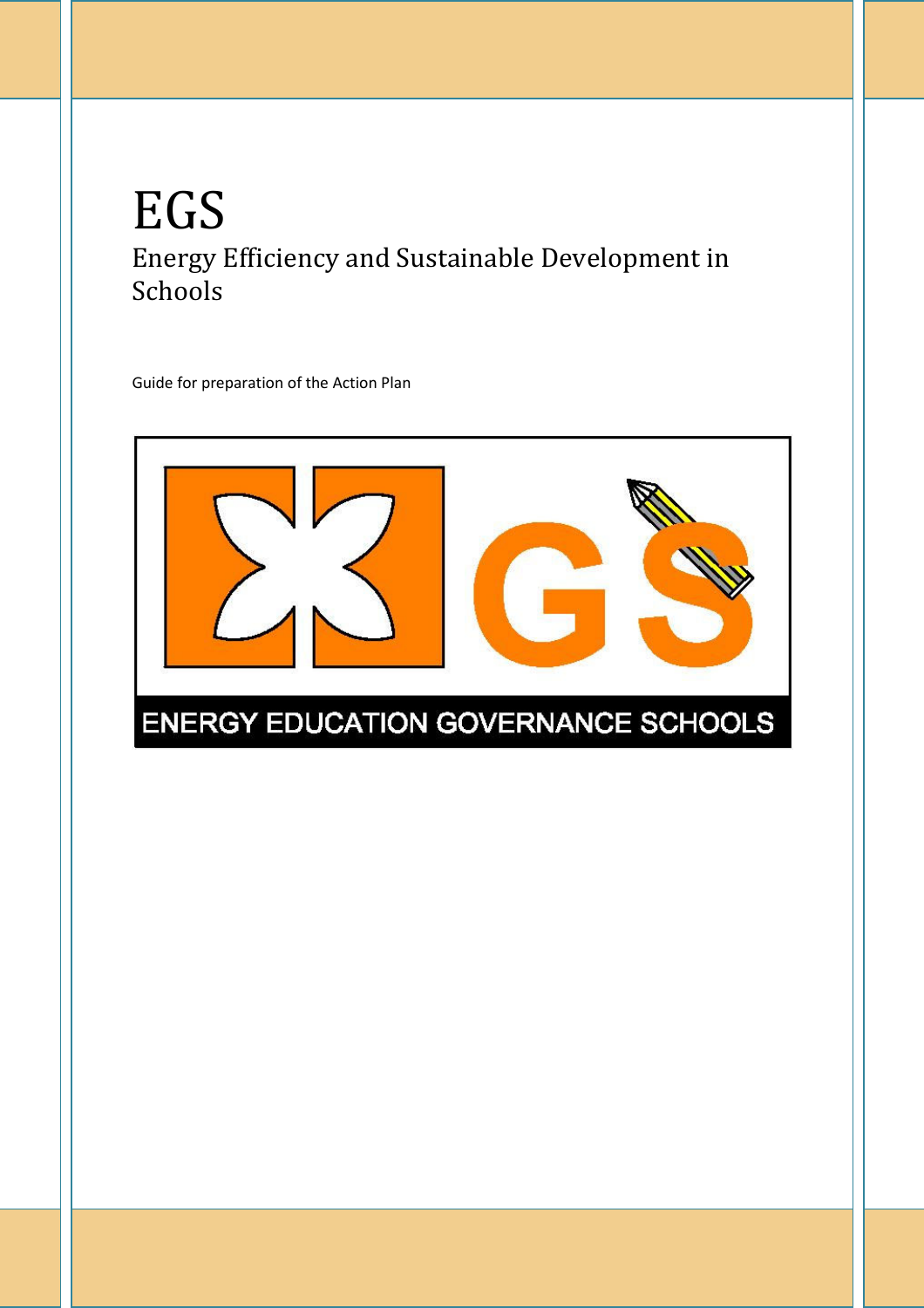# EGS

## Energy Efficiency and Sustainable Development in Schools

Guide for preparation of the Action Plan

ENERGY EDUCATION GOVERNANCE SCHOOLS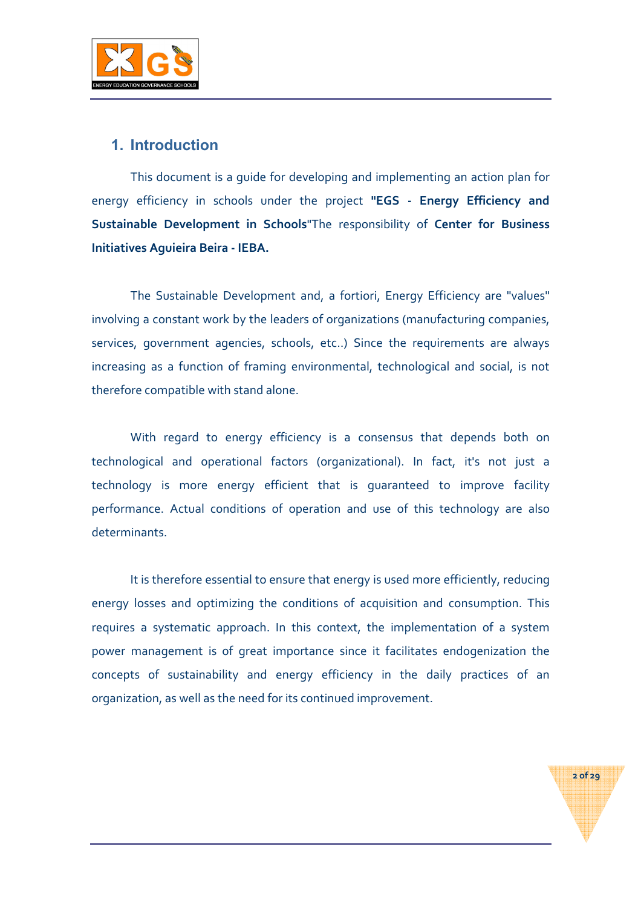## 1. Introduction

This document is a guide for developing and implementing an action plan for energy efficiency in schools under the project **"EGS - Energy Efficiency and Sustainable Development in Schools**"The responsibility of **Center for Business Initiatives Aguieira Beira - IEBA.**

The Sustainable Development and, a fortiori, Energy Efficiency are "values" involving a constant work by the leaders of organizations (manufacturing companies, services, government agencies, schools, etc..) Since the requirements are always increasing as a function of framing environmental, technological and social, is not therefore compatible with stand alone.

With regard to energy efficiency is a consensus that depends both on technological and operational factors (organizational). In fact, it's not just a technology is more energy efficient that is guaranteed to improve facility performance. Actual conditions of operation and use of this technology are also determinants.

It is therefore essential to ensure that energy is used more efficiently, reducing energy losses and optimizing the conditions of acquisition and consumption. This requires a systematic approach. In this context, the implementation of a system power management is of great importance since it facilitates endogenization the concepts of sustainability and energy efficiency in the daily practices of an organization, as well as the need for its continued improvement.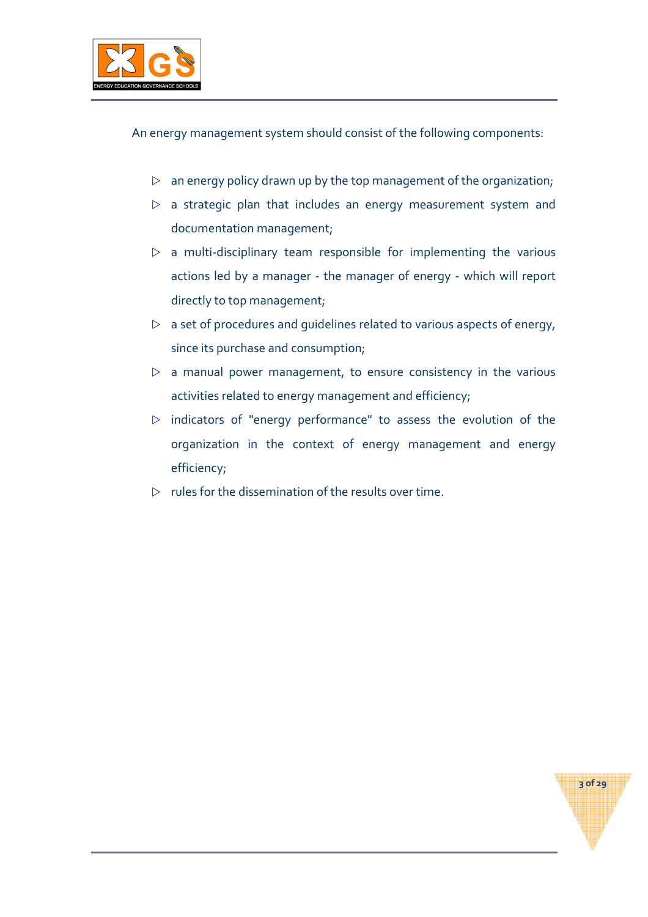An energy management system should consist of the following components:

- an energy policy drawn up by the top management of the organization;
- a strategic plan that includes an energy measurement system and documentation management;
- a multi-disciplinary team responsible for implementing the various actions led by a manager - the manager of energy - which will report directly to top management;
- a set of procedures and guidelines related to various aspects of energy, since its purchase and consumption;
- a manual power management, to ensure consistency in the various activities related to energy management and efficiency;
- indicators of "energy performance" to assess the evolution of the organization in the context of energy management and energy efficiency;
- rules for the dissemination of the results over time.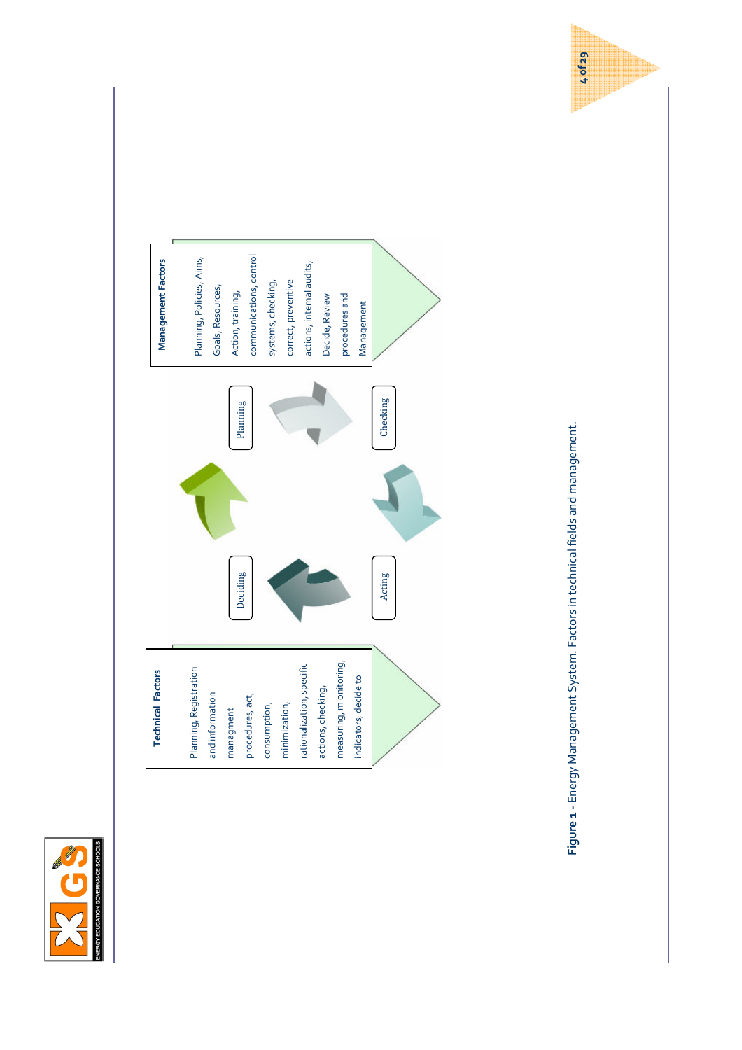**Technical Factors**

Planning, Registration and information managment procedures, act, consumption, minimization, rationalization, specific actions, checking, measuring, monitoring, indicators, decide to

Deciding

Acting

Planning

Checking

**Management Factors**

Planning, Policies, Aims, Goals, Resources, Action, training, communications, control systems, checking, correct, preventive actions, internal audits, Decide, Review procedures and Management

**Figure 1 -** Energy Management System. Factors in technical fields and management.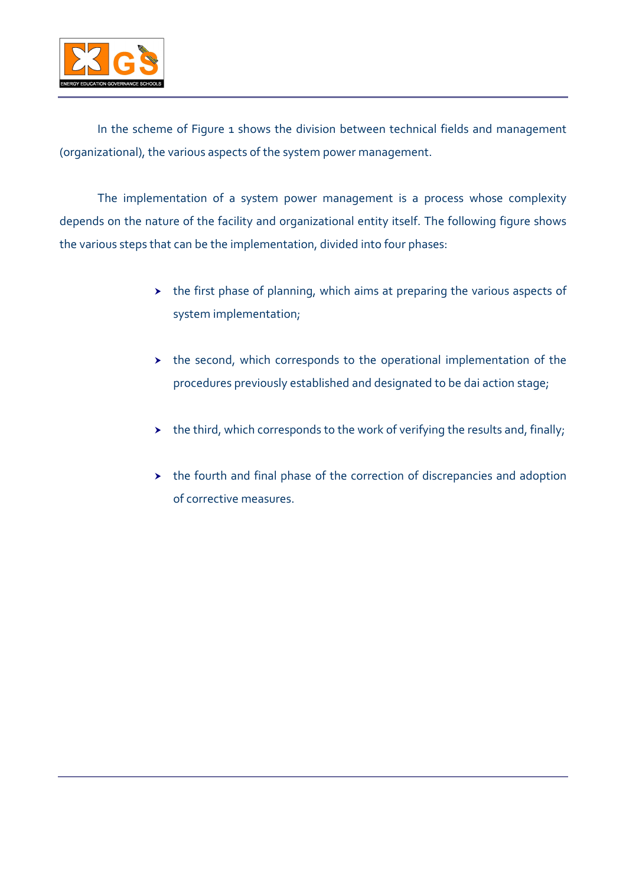In the scheme of Figure 1 shows the division between technical fields and management (organizational), the various aspects of the system power management.

The implementation of a system power management is a process whose complexity depends on the nature of the facility and organizational entity itself. The following figure shows the various steps that can be the implementation, divided into four phases:

- the first phase of planning, which aims at preparing the various aspects of system implementation;
- the second, which corresponds to the operational implementation of the procedures previously established and designated to be dai action stage;
- the third, which corresponds to the work of verifying the results and, finally;
- the fourth and final phase of the correction of discrepancies and adoption of corrective measures.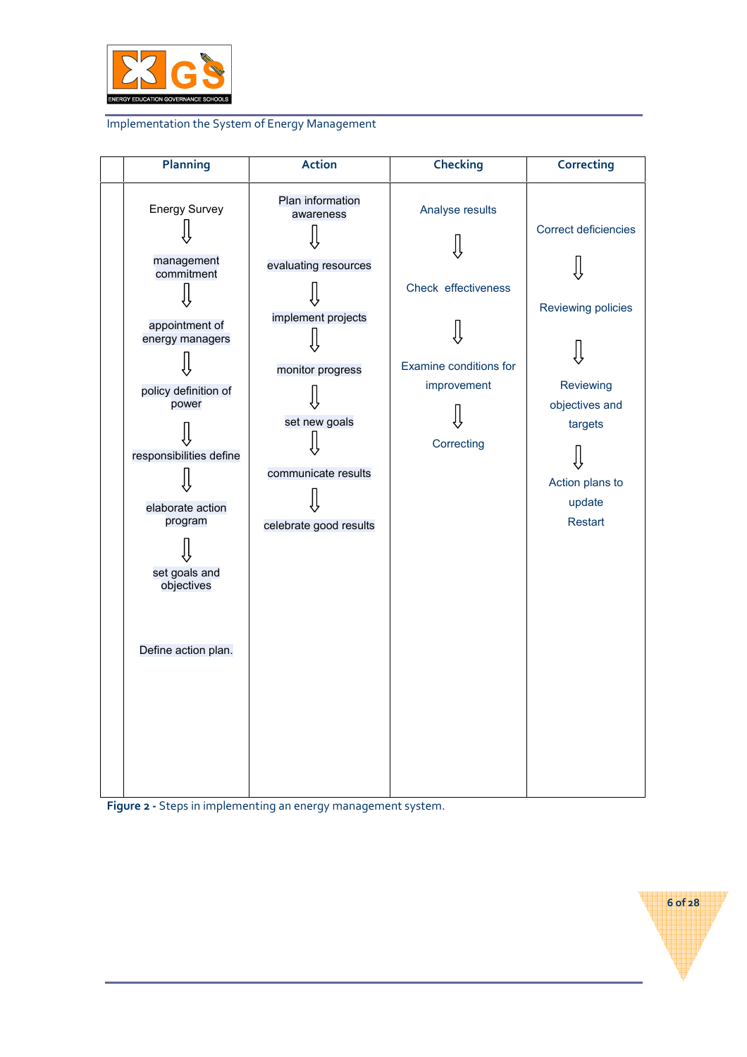Implementation the System of Energy Management

| | Planning | Action | Checking | Correcting |
|---|---|---|---|---|
| | Energy Survey<br>⇩<br>management commitment<br>⇩<br>appointment of energy managers<br>⇩<br>policy definition of power<br>⇩<br>responsibilities define<br>⇩<br>elaborate action program<br>⇩<br>set goals and objectives<br><br>Define action plan. | Plan information awareness<br>⇩<br>evaluating resources<br>⇩<br>implement projects<br>⇩<br>monitor progress<br>⇩<br>set new goals<br>⇩<br>communicate results<br>⇩<br>celebrate good results | Analyse results<br>⇩<br>Check effectiveness<br>⇩<br>Examine conditions for improvement<br>⇩<br>Correcting | Correct deficiencies<br>⇩<br>Reviewing policies<br>⇩<br>Reviewing objectives and targets<br>⇩<br>Action plans to update<br>Restart |

**Figure 2 -** Steps in implementing an energy management system.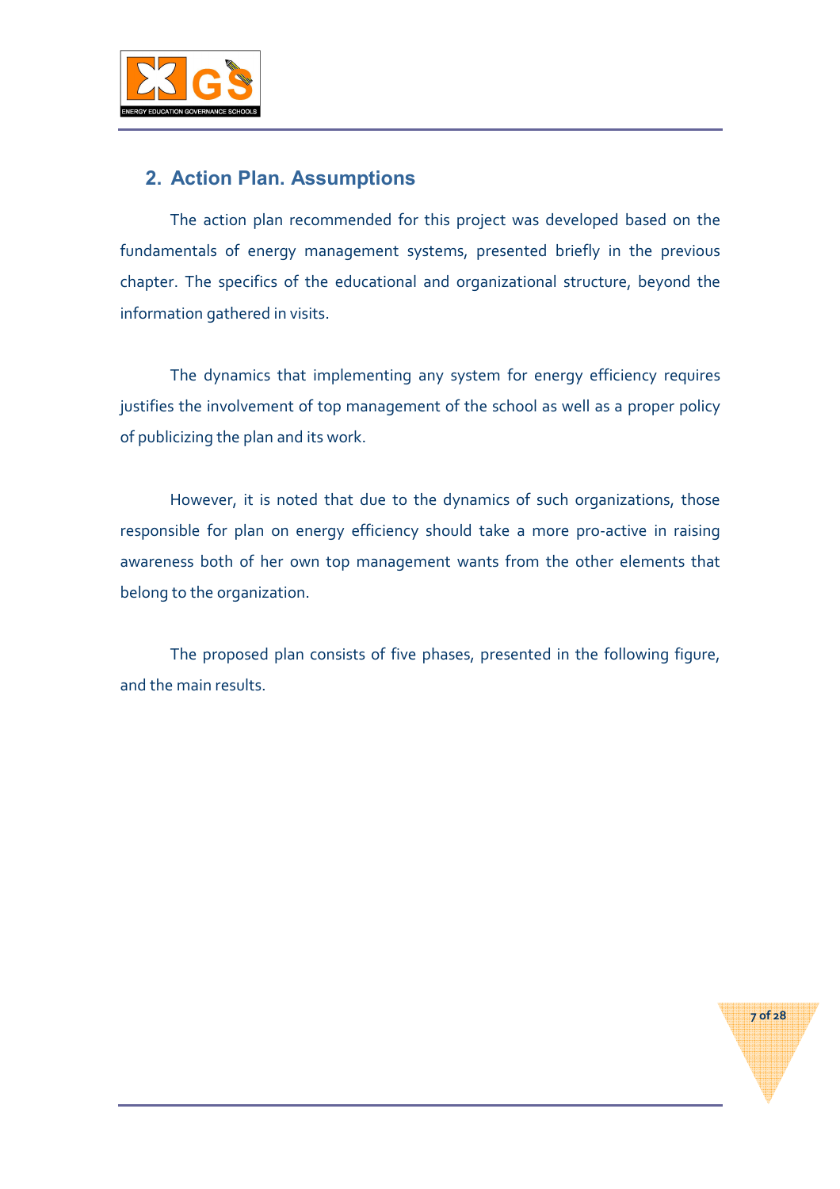## 2. Action Plan. Assumptions

The action plan recommended for this project was developed based on the fundamentals of energy management systems, presented briefly in the previous chapter. The specifics of the educational and organizational structure, beyond the information gathered in visits.

The dynamics that implementing any system for energy efficiency requires justifies the involvement of top management of the school as well as a proper policy of publicizing the plan and its work.

However, it is noted that due to the dynamics of such organizations, those responsible for plan on energy efficiency should take a more pro-active in raising awareness both of her own top management wants from the other elements that belong to the organization.

The proposed plan consists of five phases, presented in the following figure, and the main results.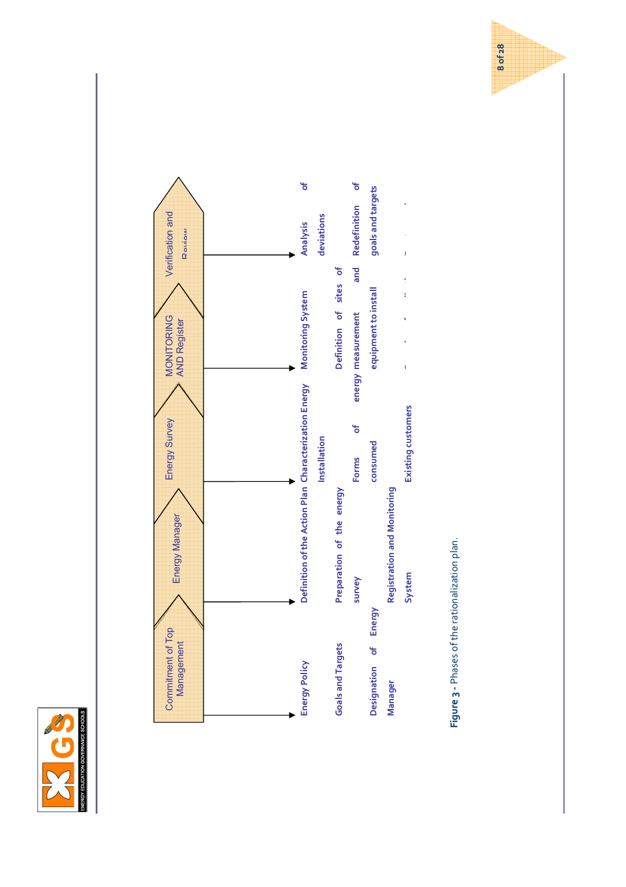| Commitment of Top Management | Energy Manager | Energy Survey | MONITORING AND Register | Verification and Review |
|---|---|---|---|---|
| Energy Policy<br>Goals and Targets<br>Designation of Energy Manager | Definition of the Action Plan<br>Preparation of the energy survey<br>Registration and Monitoring System | Characterization Energy Installation<br>Forms of energy consumed<br>Existing customers | Monitoring System<br>Definition of sites of measurement and equipment to install | Analysis of deviations<br>Redefinition of goals and targets |

**Figure 3** - Phases of the rationalization plan.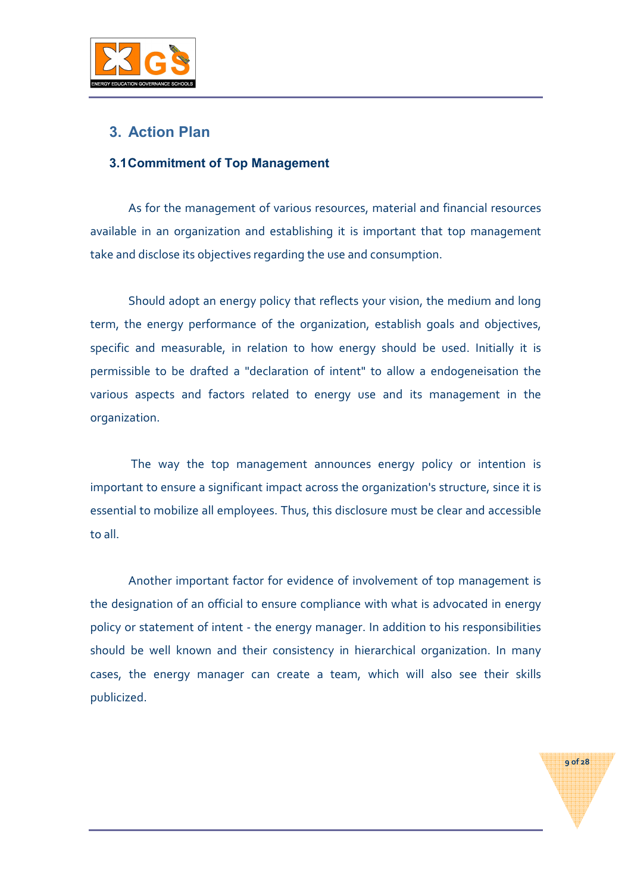## 3. Action Plan

### 3.1 Commitment of Top Management

As for the management of various resources, material and financial resources available in an organization and establishing it is important that top management take and disclose its objectives regarding the use and consumption.

Should adopt an energy policy that reflects your vision, the medium and long term, the energy performance of the organization, establish goals and objectives, specific and measurable, in relation to how energy should be used. Initially it is permissible to be drafted a "declaration of intent" to allow a endogeneisation the various aspects and factors related to energy use and its management in the organization.

The way the top management announces energy policy or intention is important to ensure a significant impact across the organization's structure, since it is essential to mobilize all employees. Thus, this disclosure must be clear and accessible to all.

Another important factor for evidence of involvement of top management is the designation of an official to ensure compliance with what is advocated in energy policy or statement of intent - the energy manager. In addition to his responsibilities should be well known and their consistency in hierarchical organization. In many cases, the energy manager can create a team, which will also see their skills publicized.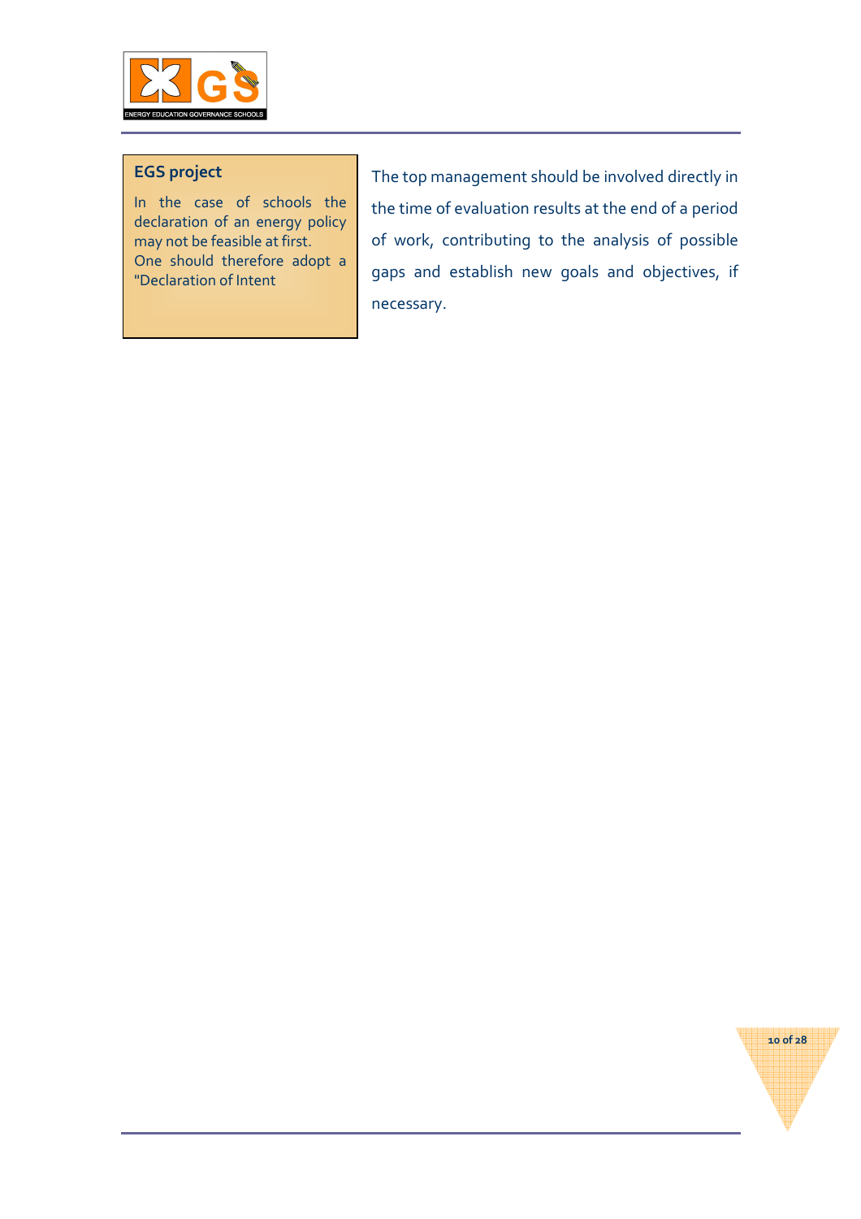**EGS project**

In the case of schools the declaration of an energy policy may not be feasible at first.
One should therefore adopt a "Declaration of Intent

The top management should be involved directly in the time of evaluation results at the end of a period of work, contributing to the analysis of possible gaps and establish new goals and objectives, if necessary.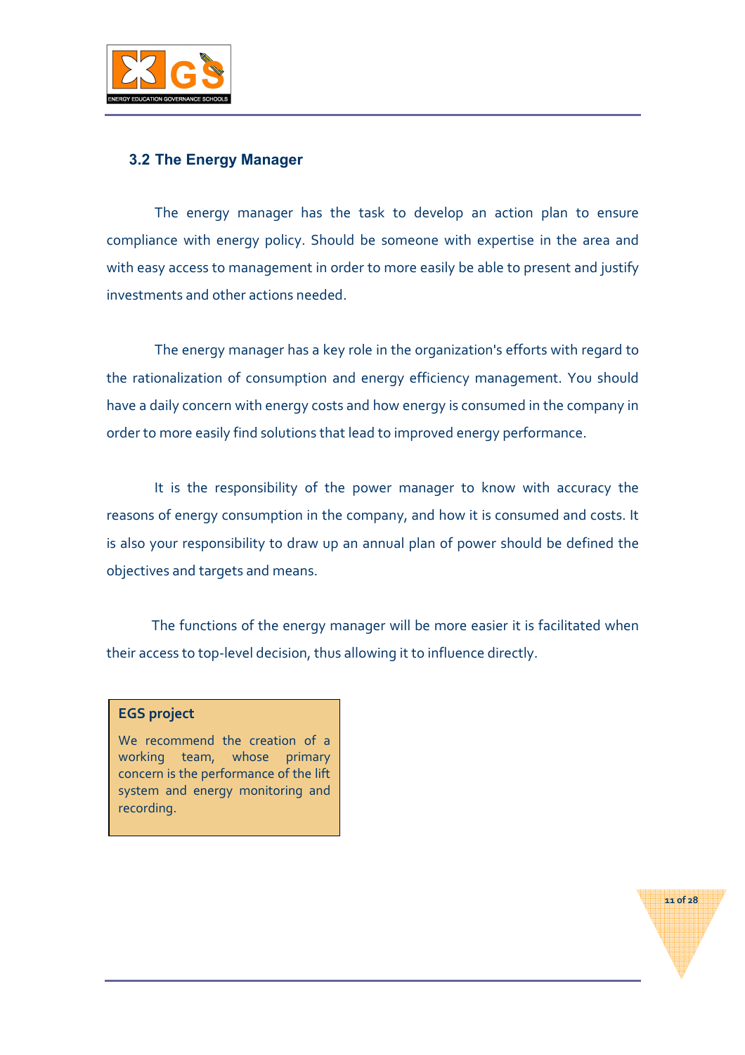### 3.2 The Energy Manager

The energy manager has the task to develop an action plan to ensure compliance with energy policy. Should be someone with expertise in the area and with easy access to management in order to more easily be able to present and justify investments and other actions needed.

The energy manager has a key role in the organization's efforts with regard to the rationalization of consumption and energy efficiency management. You should have a daily concern with energy costs and how energy is consumed in the company in order to more easily find solutions that lead to improved energy performance.

It is the responsibility of the power manager to know with accuracy the reasons of energy consumption in the company, and how it is consumed and costs. It is also your responsibility to draw up an annual plan of power should be defined the objectives and targets and means.

The functions of the energy manager will be more easier it is facilitated when their access to top-level decision, thus allowing it to influence directly.

**EGS project**

We recommend the creation of a working team, whose primary concern is the performance of the lift system and energy monitoring and recording.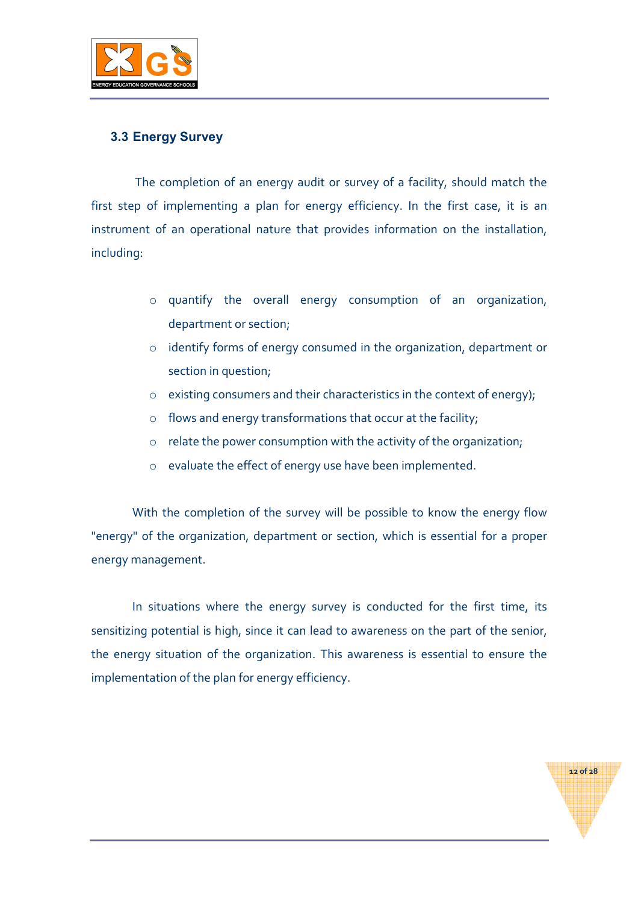### 3.3 Energy Survey

The completion of an energy audit or survey of a facility, should match the first step of implementing a plan for energy efficiency. In the first case, it is an instrument of an operational nature that provides information on the installation, including:

- quantify the overall energy consumption of an organization, department or section;
- identify forms of energy consumed in the organization, department or section in question;
- existing consumers and their characteristics in the context of energy);
- flows and energy transformations that occur at the facility;
- relate the power consumption with the activity of the organization;
- evaluate the effect of energy use have been implemented.

With the completion of the survey will be possible to know the energy flow "energy" of the organization, department or section, which is essential for a proper energy management.

In situations where the energy survey is conducted for the first time, its sensitizing potential is high, since it can lead to awareness on the part of the senior, the energy situation of the organization. This awareness is essential to ensure the implementation of the plan for energy efficiency.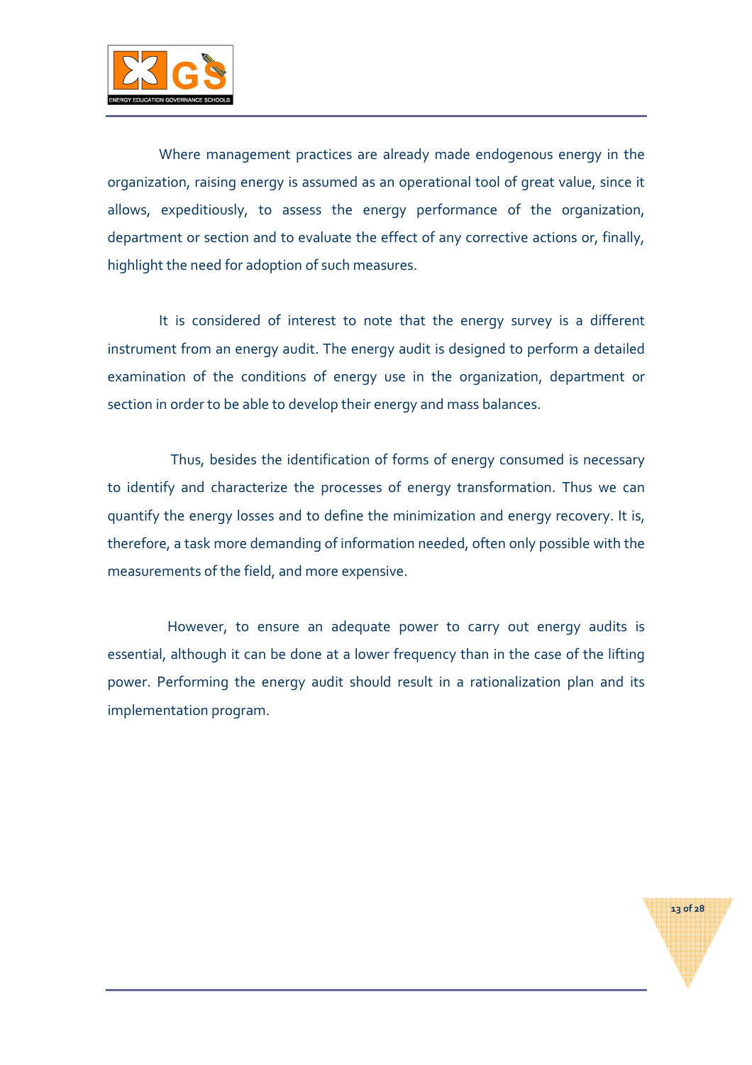Where management practices are already made endogenous energy in the organization, raising energy is assumed as an operational tool of great value, since it allows, expeditiously, to assess the energy performance of the organization, department or section and to evaluate the effect of any corrective actions or, finally, highlight the need for adoption of such measures.

It is considered of interest to note that the energy survey is a different instrument from an energy audit. The energy audit is designed to perform a detailed examination of the conditions of energy use in the organization, department or section in order to be able to develop their energy and mass balances.

Thus, besides the identification of forms of energy consumed is necessary to identify and characterize the processes of energy transformation. Thus we can quantify the energy losses and to define the minimization and energy recovery. It is, therefore, a task more demanding of information needed, often only possible with the measurements of the field, and more expensive.

However, to ensure an adequate power to carry out energy audits is essential, although it can be done at a lower frequency than in the case of the lifting power. Performing the energy audit should result in a rationalization plan and its implementation program.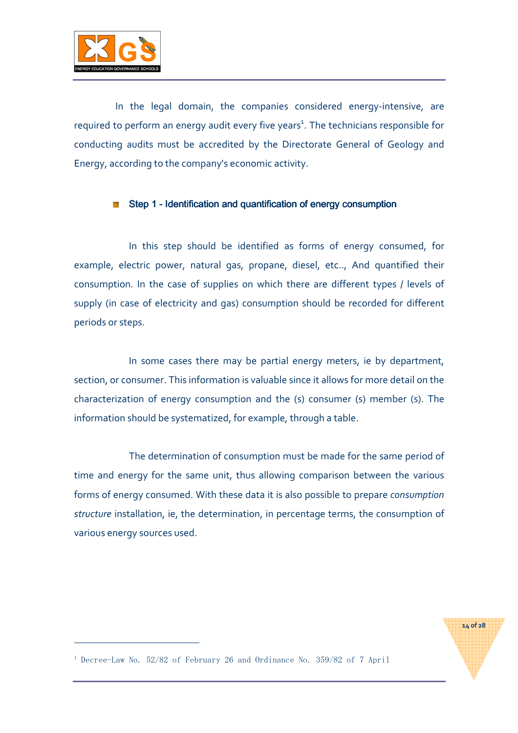In the legal domain, the companies considered energy-intensive, are required to perform an energy audit every five years[1]. The technicians responsible for conducting audits must be accredited by the Directorate General of Geology and Energy, according to the company's economic activity.

### Step 1 - Identification and quantification of energy consumption

In this step should be identified as forms of energy consumed, for example, electric power, natural gas, propane, diesel, etc.., And quantified their consumption. In the case of supplies on which there are different types / levels of supply (in case of electricity and gas) consumption should be recorded for different periods or steps.

In some cases there may be partial energy meters, ie by department, section, or consumer. This information is valuable since it allows for more detail on the characterization of energy consumption and the (s) consumer (s) member (s). The information should be systematized, for example, through a table.

The determination of consumption must be made for the same period of time and energy for the same unit, thus allowing comparison between the various forms of energy consumed. With these data it is also possible to prepare *consumption structure* installation, ie, the determination, in percentage terms, the consumption of various energy sources used.

---

[1] Decree-Law No. 52/82 of February 26 and Ordinance No. 359/82 of 7 April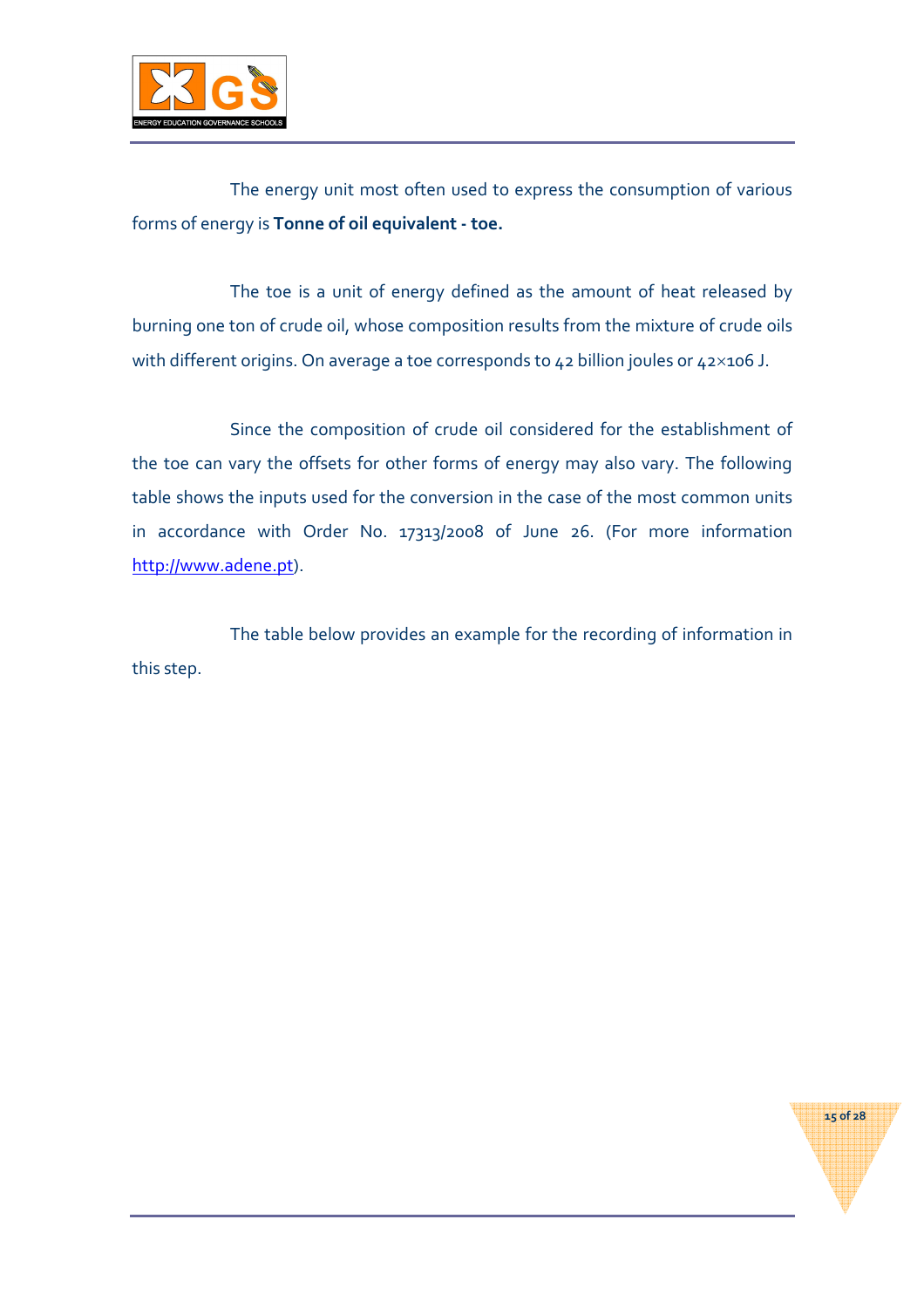The energy unit most often used to express the consumption of various forms of energy is **Tonne of oil equivalent - toe.**

The toe is a unit of energy defined as the amount of heat released by burning one ton of crude oil, whose composition results from the mixture of crude oils with different origins. On average a toe corresponds to 42 billion joules or 42×106 J.

Since the composition of crude oil considered for the establishment of the toe can vary the offsets for other forms of energy may also vary. The following table shows the inputs used for the conversion in the case of the most common units in accordance with Order No. 17313/2008 of June 26. (For more information http://www.adene.pt).

The table below provides an example for the recording of information in this step.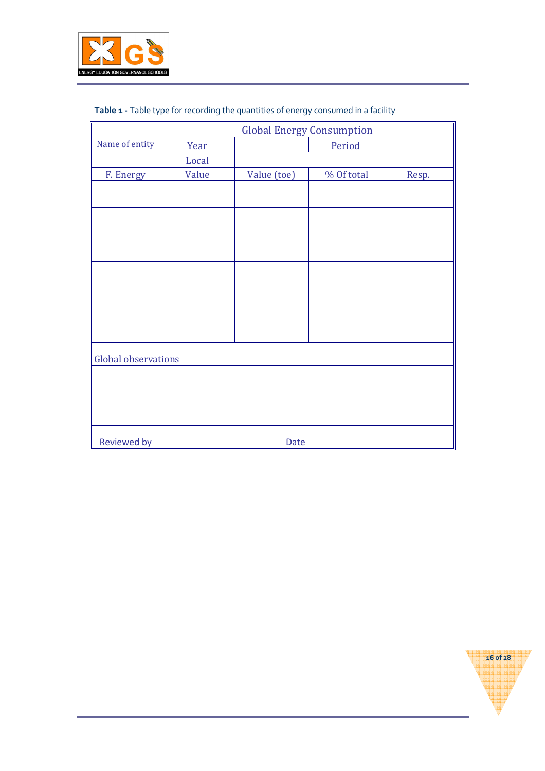**Table 1 -** Table type for recording the quantities of energy consumed in a facility

| Name of entity | Global Energy Consumption | | | |
|---|---|---|---|---|
| | Year | | Period | |
| | Local | | | |
| F. Energy | Value | Value (toe) | % Of total | Resp. |
| | | | | |
| | | | | |
| | | | | |
| | | | | |
| | | | | |
| | | | | |
| Global observations | | | | |
| | | | | |
| Reviewed by | | Date | | |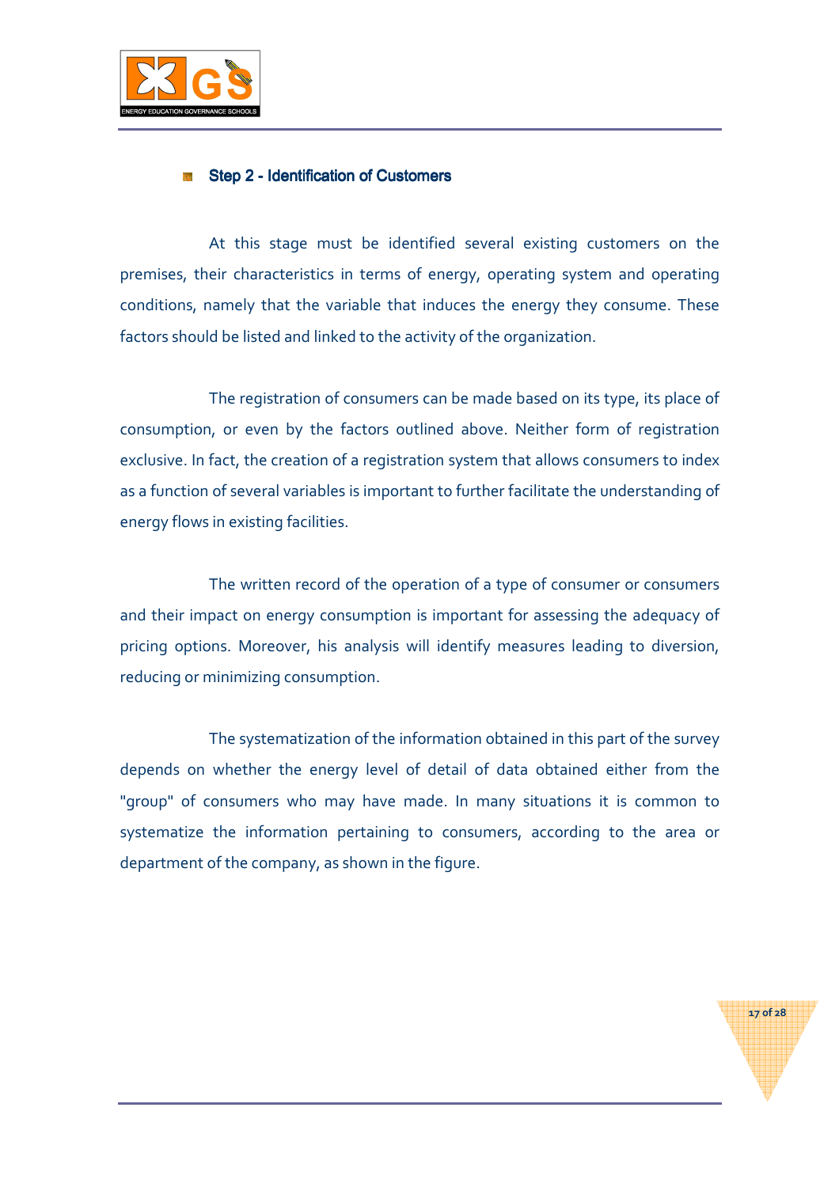## Step 2 - Identification of Customers

At this stage must be identified several existing customers on the premises, their characteristics in terms of energy, operating system and operating conditions, namely that the variable that induces the energy they consume. These factors should be listed and linked to the activity of the organization.

The registration of consumers can be made based on its type, its place of consumption, or even by the factors outlined above. Neither form of registration exclusive. In fact, the creation of a registration system that allows consumers to index as a function of several variables is important to further facilitate the understanding of energy flows in existing facilities.

The written record of the operation of a type of consumer or consumers and their impact on energy consumption is important for assessing the adequacy of pricing options. Moreover, his analysis will identify measures leading to diversion, reducing or minimizing consumption.

The systematization of the information obtained in this part of the survey depends on whether the energy level of detail of data obtained either from the "group" of consumers who may have made. In many situations it is common to systematize the information pertaining to consumers, according to the area or department of the company, as shown in the figure.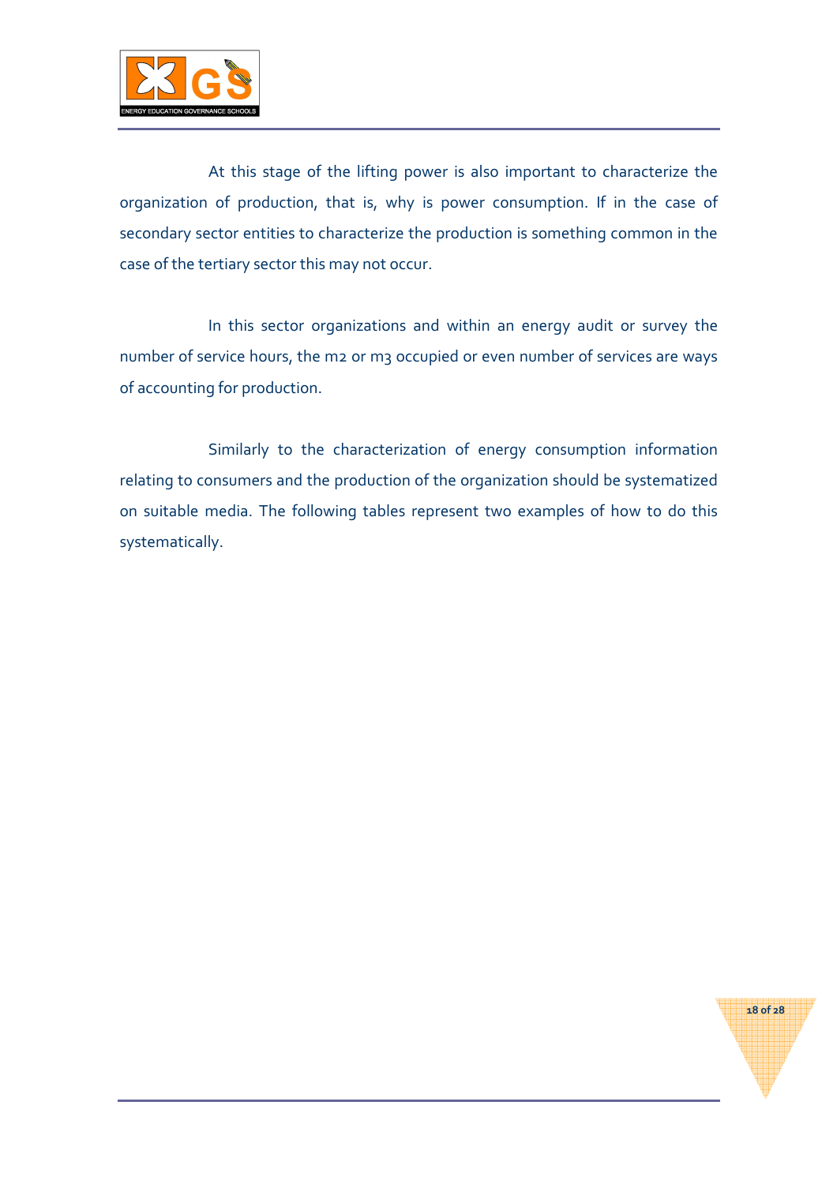At this stage of the lifting power is also important to characterize the organization of production, that is, why is power consumption. If in the case of secondary sector entities to characterize the production is something common in the case of the tertiary sector this may not occur.

In this sector organizations and within an energy audit or survey the number of service hours, the $m^2$ or $m^3$ occupied or even number of services are ways of accounting for production.

Similarly to the characterization of energy consumption information relating to consumers and the production of the organization should be systematized on suitable media. The following tables represent two examples of how to do this systematically.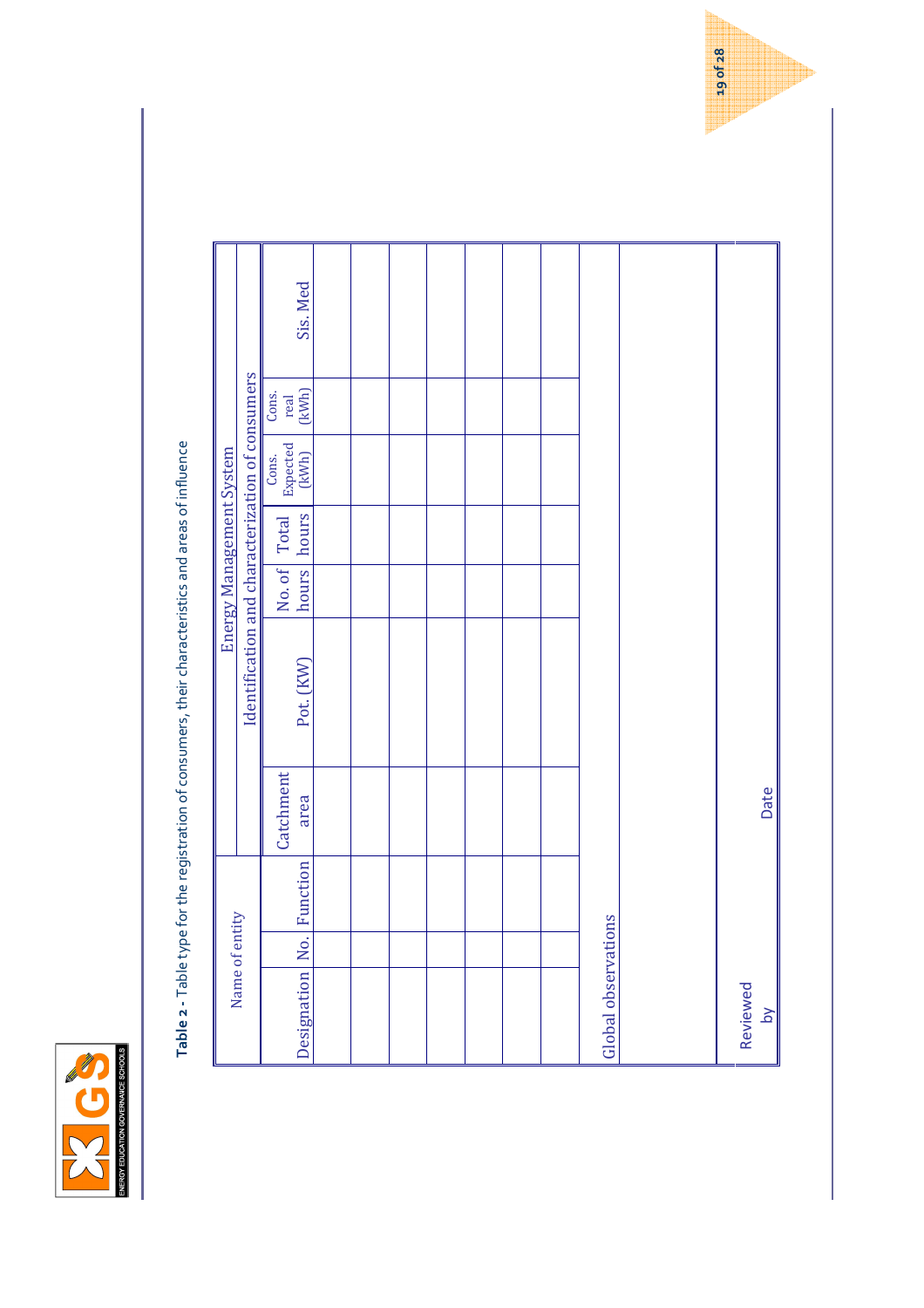**Table 2** - Table type for the registration of consumers, their characteristics and areas of influence

| Name of entity | | | Energy Management System | | | | | | |
|---|---|---|---|---|---|---|---|---|---|
| | | | Identification and characterization of consumers | | | | | | |
| Designation | No. | Function | Catchment area | Pot. (KW) | No. of hours | Total hours | Cons. Expected (kWh) | Cons. real (kWh) | Sis. Med |
| | | | | | | | | | |
| | | | | | | | | | |
| | | | | | | | | | |
| | | | | | | | | | |
| | | | | | | | | | |
| | | | | | | | | | |
| | | | | | | | | | |
| Global observations | | | | | | | | | |
| | | | | | | | | | |
| Reviewed by | | | Date | | | | | | |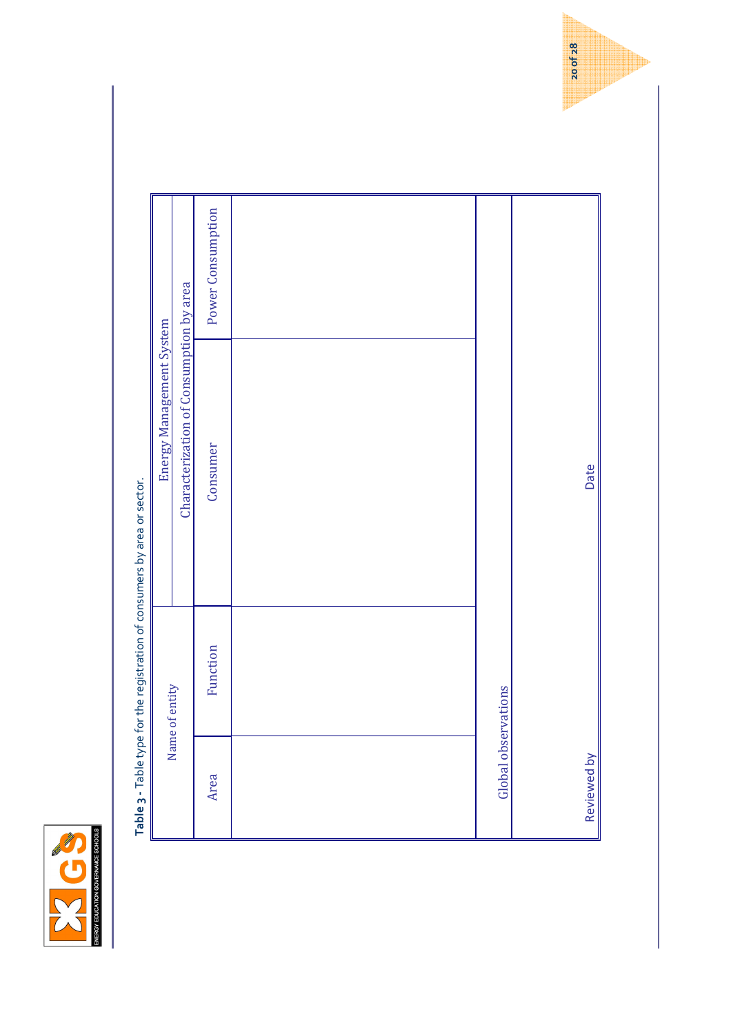**Table 3 -** Table type for the registration of consumers by area or sector.

| Name of entity | | Energy Management System | |
|---|---|---|---|
| | | Characterization of Consumption by area | |
| Area | Function | Consumer | Power Consumption |
| | | | |
| Global observations | | | |
| | | | |
| Reviewed by | | Date | |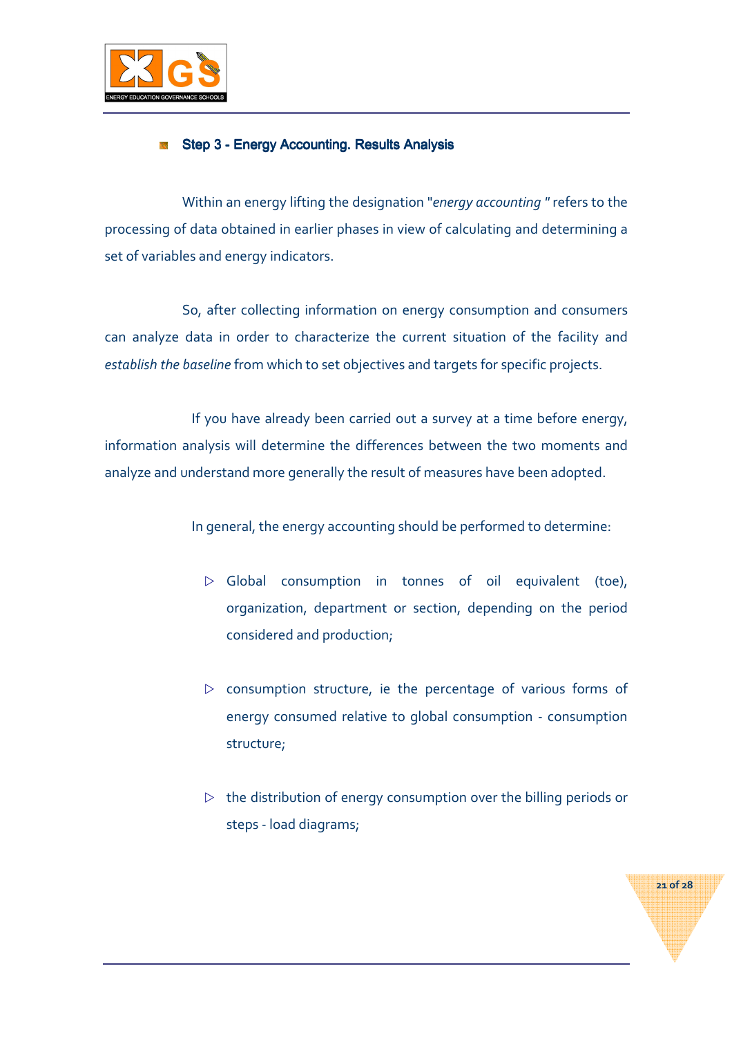### Step 3 - Energy Accounting. Results Analysis

Within an energy lifting the designation "*energy accounting* " refers to the processing of data obtained in earlier phases in view of calculating and determining a set of variables and energy indicators.

So, after collecting information on energy consumption and consumers can analyze data in order to characterize the current situation of the facility and *establish the baseline* from which to set objectives and targets for specific projects.

If you have already been carried out a survey at a time before energy, information analysis will determine the differences between the two moments and analyze and understand more generally the result of measures have been adopted.

In general, the energy accounting should be performed to determine:

- Global consumption in tonnes of oil equivalent (toe), organization, department or section, depending on the period considered and production;
- consumption structure, ie the percentage of various forms of energy consumed relative to global consumption - consumption structure;
- the distribution of energy consumption over the billing periods or steps - load diagrams;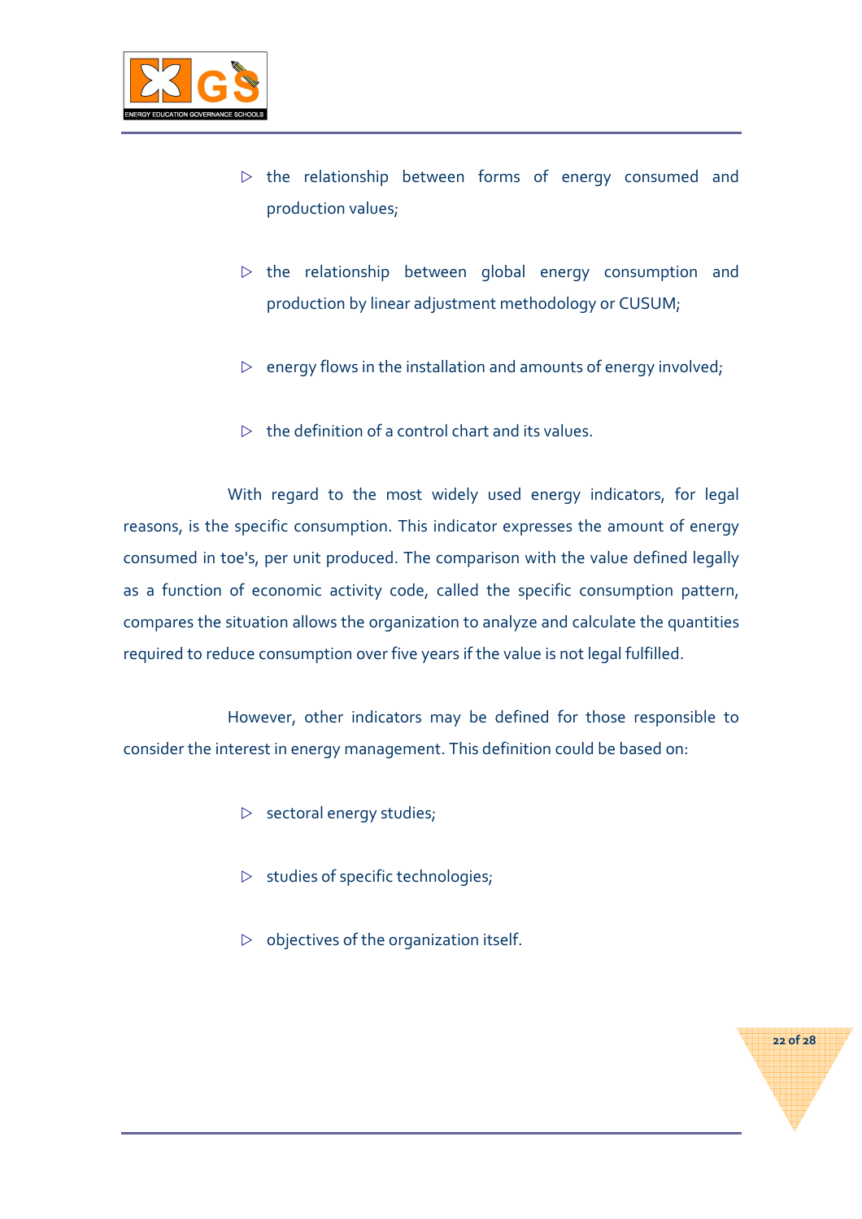- the relationship between forms of energy consumed and production values;
- the relationship between global energy consumption and production by linear adjustment methodology or CUSUM;
- energy flows in the installation and amounts of energy involved;
- the definition of a control chart and its values.

With regard to the most widely used energy indicators, for legal reasons, is the specific consumption. This indicator expresses the amount of energy consumed in toe's, per unit produced. The comparison with the value defined legally as a function of economic activity code, called the specific consumption pattern, compares the situation allows the organization to analyze and calculate the quantities required to reduce consumption over five years if the value is not legal fulfilled.

However, other indicators may be defined for those responsible to consider the interest in energy management. This definition could be based on:

- sectoral energy studies;
- studies of specific technologies;
- objectives of the organization itself.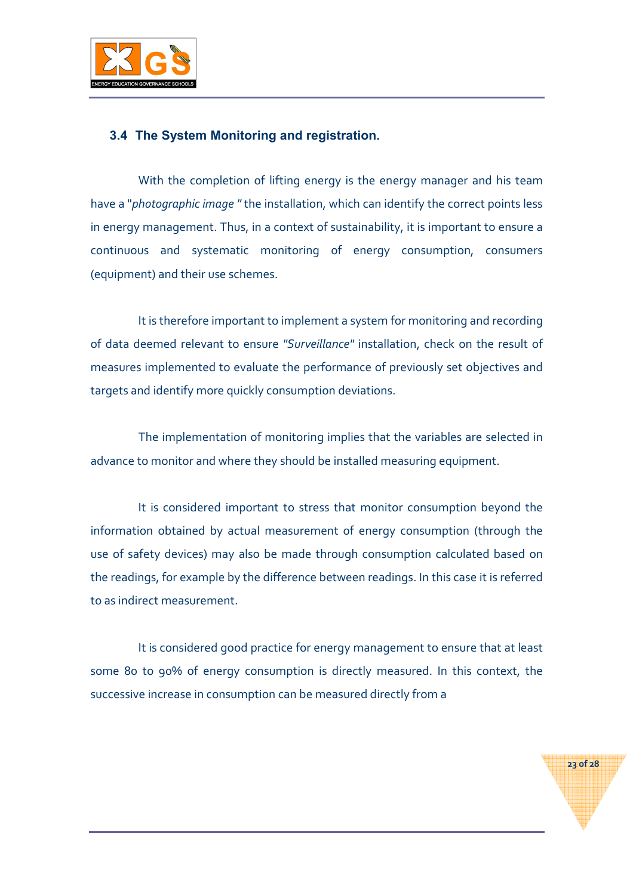### 3.4 The System Monitoring and registration.

With the completion of lifting energy is the energy manager and his team have a "*photographic image* " the installation, which can identify the correct points less in energy management. Thus, in a context of sustainability, it is important to ensure a continuous and systematic monitoring of energy consumption, consumers (equipment) and their use schemes.

It is therefore important to implement a system for monitoring and recording of data deemed relevant to ensure *"Surveillance"* installation, check on the result of measures implemented to evaluate the performance of previously set objectives and targets and identify more quickly consumption deviations.

The implementation of monitoring implies that the variables are selected in advance to monitor and where they should be installed measuring equipment.

It is considered important to stress that monitor consumption beyond the information obtained by actual measurement of energy consumption (through the use of safety devices) may also be made through consumption calculated based on the readings, for example by the difference between readings. In this case it is referred to as indirect measurement.

It is considered good practice for energy management to ensure that at least some 80 to 90% of energy consumption is directly measured. In this context, the successive increase in consumption can be measured directly from a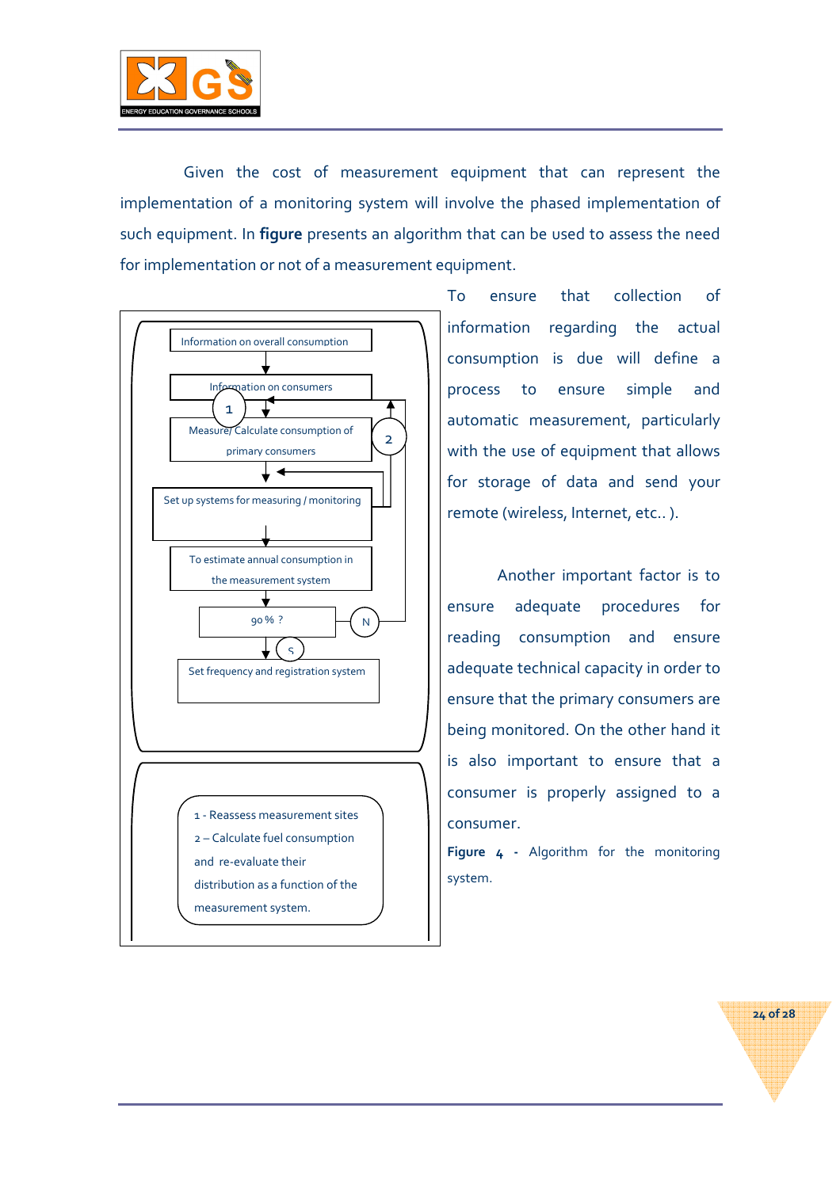Given the cost of measurement equipment that can represent the implementation of a monitoring system will involve the phased implementation of such equipment. In **figure** presents an algorithm that can be used to assess the need for implementation or not of a measurement equipment.

Information on overall consumption

Information on consumers

1

Measure/ Calculate consumption of primary consumers

2

Set up systems for measuring / monitoring

To estimate annual consumption in the measurement system

90 % ?

N

S

Set frequency and registration system

1 - Reassess measurement sites

2 – Calculate fuel consumption and re-evaluate their distribution as a function of the measurement system.

To ensure that collection of information regarding the actual consumption is due will define a process to ensure simple and automatic measurement, particularly with the use of equipment that allows for storage of data and send your remote (wireless, Internet, etc.. ).

Another important factor is to ensure adequate procedures for reading consumption and ensure adequate technical capacity in order to ensure that the primary consumers are being monitored. On the other hand it is also important to ensure that a consumer is properly assigned to a consumer.

**Figure 4** - Algorithm for the monitoring system.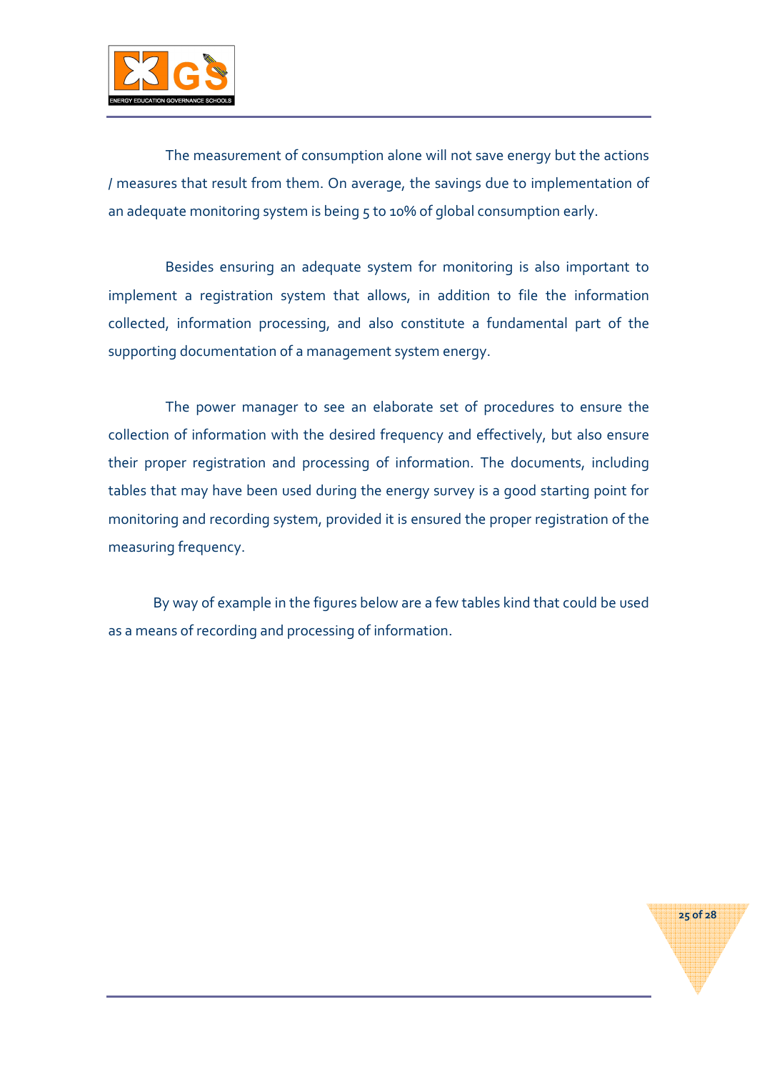The measurement of consumption alone will not save energy but the actions / measures that result from them. On average, the savings due to implementation of an adequate monitoring system is being 5 to 10% of global consumption early.

Besides ensuring an adequate system for monitoring is also important to implement a registration system that allows, in addition to file the information collected, information processing, and also constitute a fundamental part of the supporting documentation of a management system energy.

The power manager to see an elaborate set of procedures to ensure the collection of information with the desired frequency and effectively, but also ensure their proper registration and processing of information. The documents, including tables that may have been used during the energy survey is a good starting point for monitoring and recording system, provided it is ensured the proper registration of the measuring frequency.

By way of example in the figures below are a few tables kind that could be used as a means of recording and processing of information.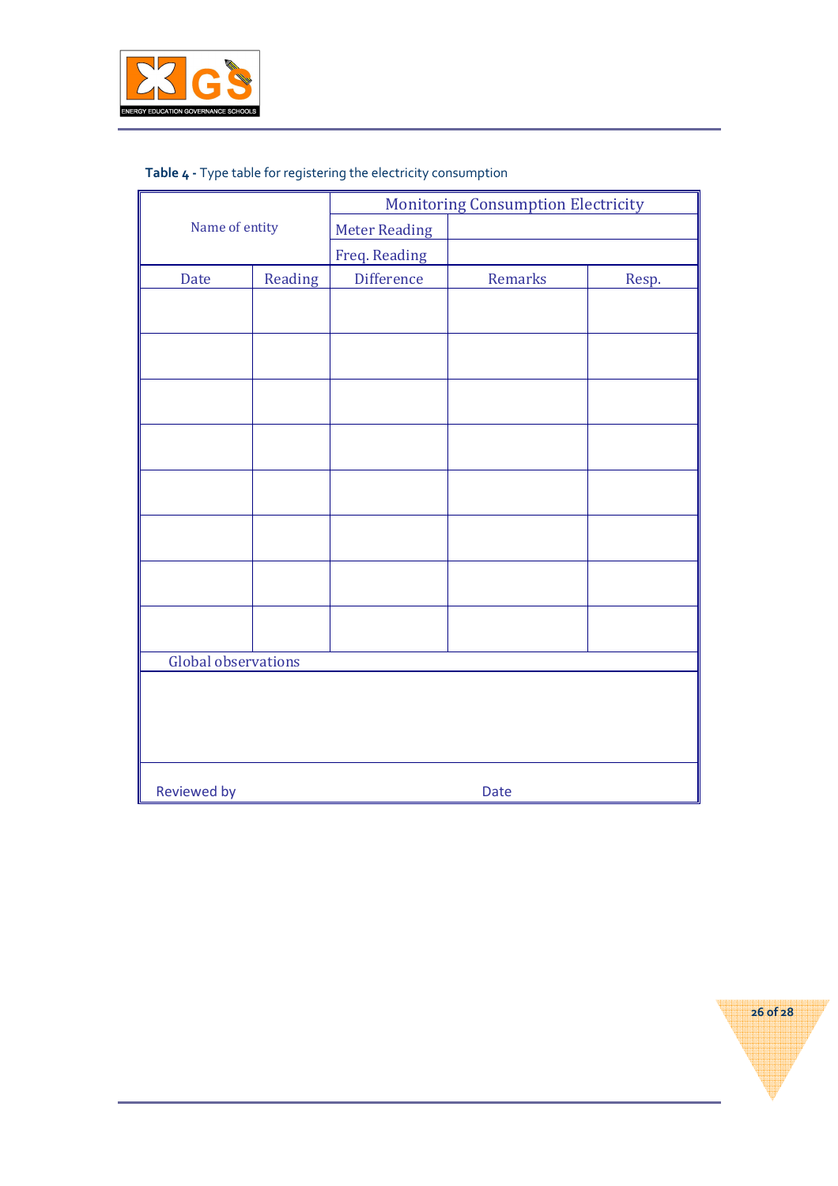**Table 4 -** Type table for registering the electricity consumption

| Name of entity | | Monitoring Consumption Electricity | | |
|---|---|---|---|---|
| | | Meter Reading | | |
| | | Freq. Reading | | |
| Date | Reading | Difference | Remarks | Resp. |
| | | | | |
| | | | | |
| | | | | |
| | | | | |
| | | | | |
| | | | | |
| | | | | |
| | | | | |
| Global observations | | | | |
| | | | | |
| Reviewed by | | Date | | |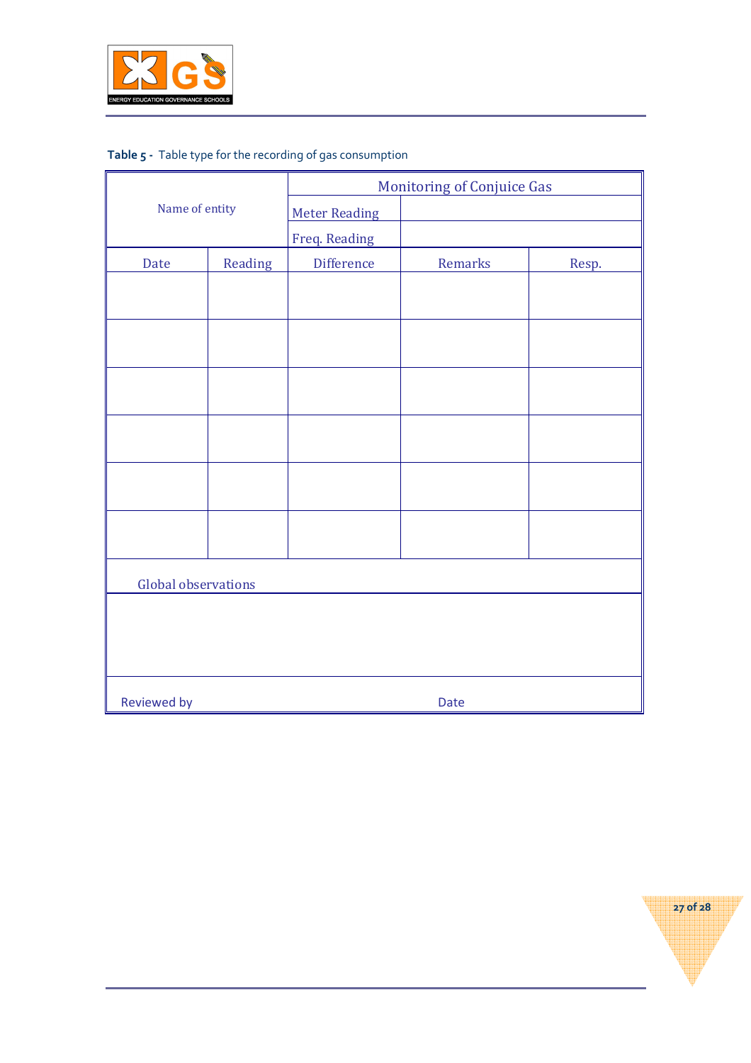**Table 5 -** Table type for the recording of gas consumption

| Name of entity | | Monitoring of Conjuice Gas | | |
|---|---|---|---|---|
| | | Meter Reading | | |
| | | Freq. Reading | | |
| Date | Reading | Difference | Remarks | Resp. |
| | | | | |
| | | | | |
| | | | | |
| | | | | |
| | | | | |
| | | | | |
| Global observations | | | | |
| | | | | |
| Reviewed by | | | Date | |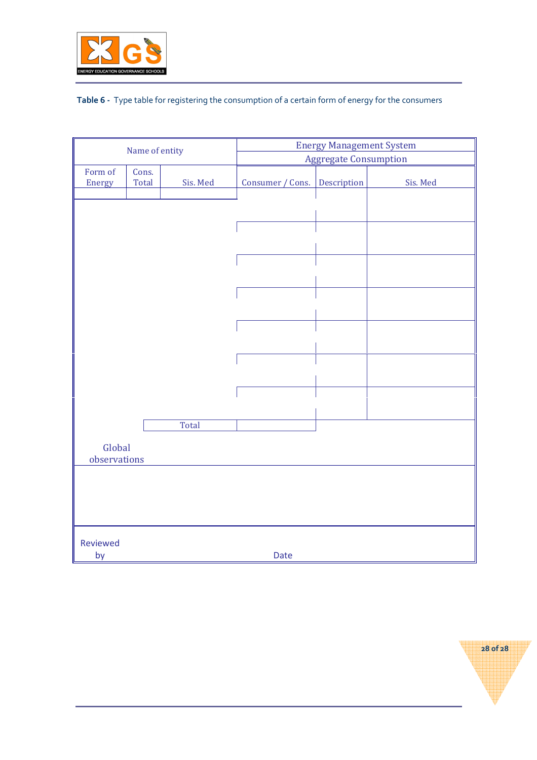**Table 6 -** Type table for registering the consumption of a certain form of energy for the consumers

| Name of entity | | | Energy Management System – Aggregate Consumption | | |
|---|---|---|---|---|---|
| Form of Energy | Cons. Total | Sis. Med | Consumer / Cons. | Description | Sis. Med |
| | | | | | |
| | | | | | |
| | | | | | |
| | | | | | |
| | | | | | |
| | | | | | |
| | | | | | |
| | | Total | | | |

| Global observations |
|---|
| |

| Reviewed by | Date |
|---|---|
| | |